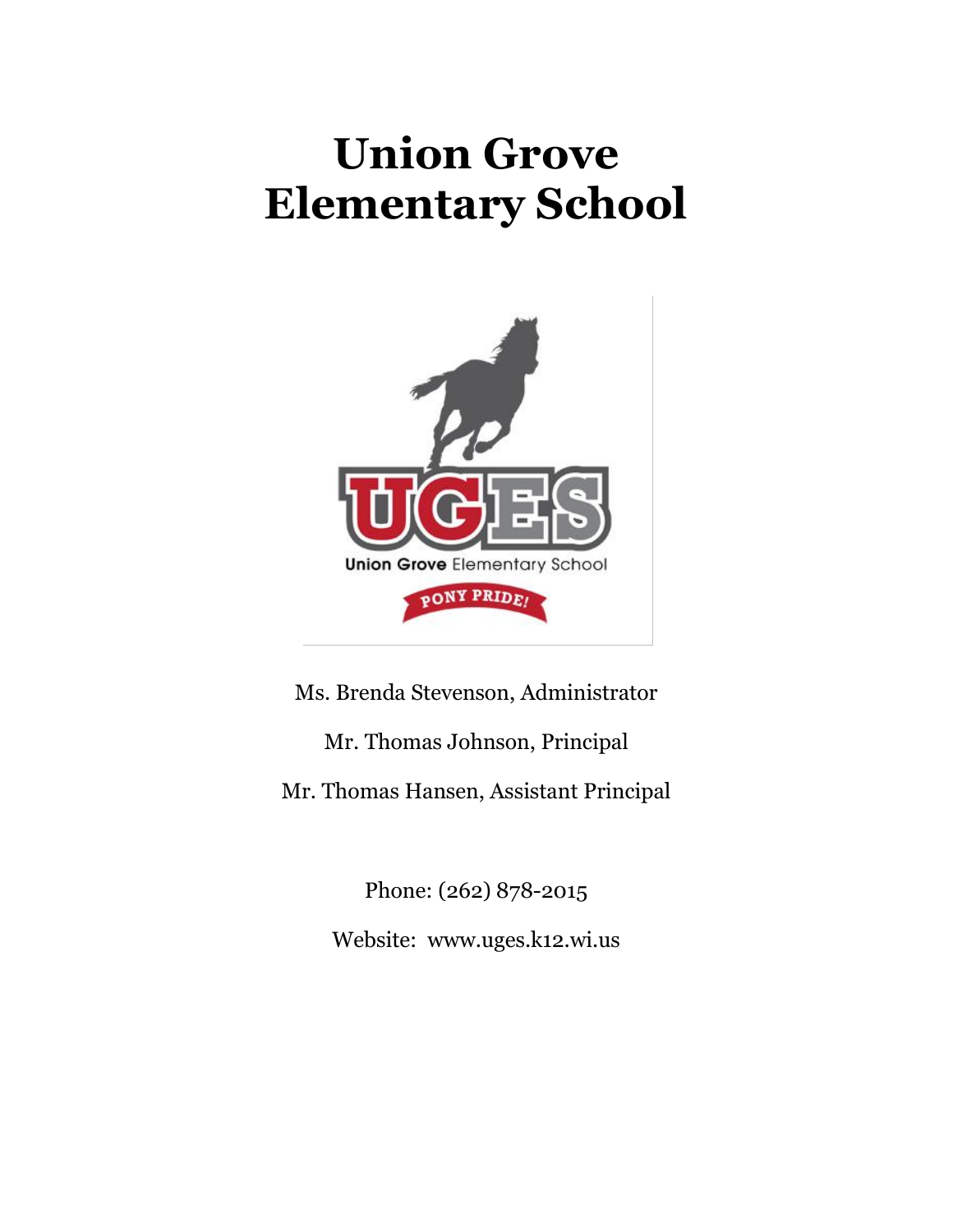# Union Grove Elementary School

Ms. Brenda Stevenson, Administrator

Mr. Thomas Johnson, Principal

Mr. Thomas Hansen, Assistant Principal

Phone: (262) 878-2015

Website: www.uges.k12.wi.us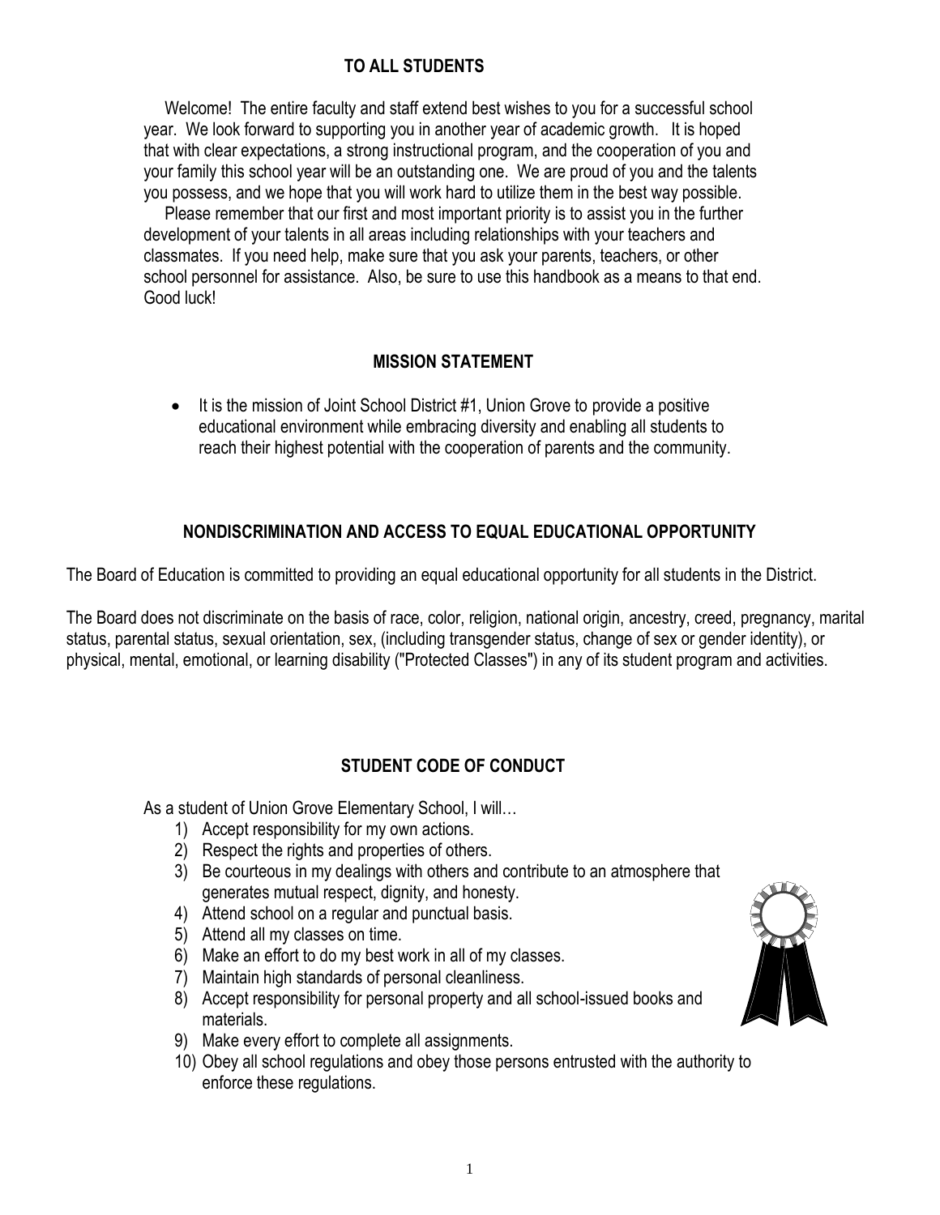## TO ALL STUDENTS

Welcome! The entire faculty and staff extend best wishes to you for a successful school year. We look forward to supporting you in another year of academic growth. It is hoped that with clear expectations, a strong instructional program, and the cooperation of you and your family this school year will be an outstanding one. We are proud of you and the talents you possess, and we hope that you will work hard to utilize them in the best way possible.

Please remember that our first and most important priority is to assist you in the further development of your talents in all areas including relationships with your teachers and classmates. If you need help, make sure that you ask your parents, teachers, or other school personnel for assistance. Also, be sure to use this handbook as a means to that end. Good luck!

## MISSION STATEMENT

- It is the mission of Joint School District #1, Union Grove to provide a positive educational environment while embracing diversity and enabling all students to reach their highest potential with the cooperation of parents and the community.

## NONDISCRIMINATION AND ACCESS TO EQUAL EDUCATIONAL OPPORTUNITY

The Board of Education is committed to providing an equal educational opportunity for all students in the District.

The Board does not discriminate on the basis of race, color, religion, national origin, ancestry, creed, pregnancy, marital status, parental status, sexual orientation, sex, (including transgender status, change of sex or gender identity), or physical, mental, emotional, or learning disability ("Protected Classes") in any of its student program and activities.

## STUDENT CODE OF CONDUCT

As a student of Union Grove Elementary School, I will…

1) Accept responsibility for my own actions.
2) Respect the rights and properties of others.
3) Be courteous in my dealings with others and contribute to an atmosphere that generates mutual respect, dignity, and honesty.
4) Attend school on a regular and punctual basis.
5) Attend all my classes on time.
6) Make an effort to do my best work in all of my classes.
7) Maintain high standards of personal cleanliness.
8) Accept responsibility for personal property and all school-issued books and materials.
9) Make every effort to complete all assignments.
10) Obey all school regulations and obey those persons entrusted with the authority to enforce these regulations.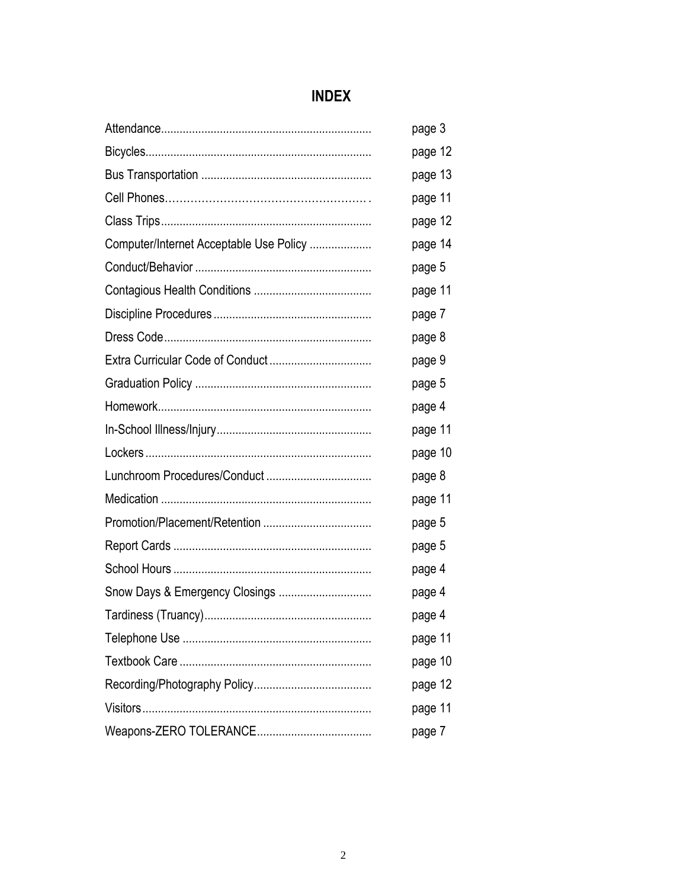## INDEX

| | |
|---|---|
| Attendance | page 3 |
| Bicycles | page 12 |
| Bus Transportation | page 13 |
| Cell Phones | page 11 |
| Class Trips | page 12 |
| Computer/Internet Acceptable Use Policy | page 14 |
| Conduct/Behavior | page 5 |
| Contagious Health Conditions | page 11 |
| Discipline Procedures | page 7 |
| Dress Code | page 8 |
| Extra Curricular Code of Conduct | page 9 |
| Graduation Policy | page 5 |
| Homework | page 4 |
| In-School Illness/Injury | page 11 |
| Lockers | page 10 |
| Lunchroom Procedures/Conduct | page 8 |
| Medication | page 11 |
| Promotion/Placement/Retention | page 5 |
| Report Cards | page 5 |
| School Hours | page 4 |
| Snow Days & Emergency Closings | page 4 |
| Tardiness (Truancy) | page 4 |
| Telephone Use | page 11 |
| Textbook Care | page 10 |
| Recording/Photography Policy | page 12 |
| Visitors | page 11 |
| Weapons-ZERO TOLERANCE | page 7 |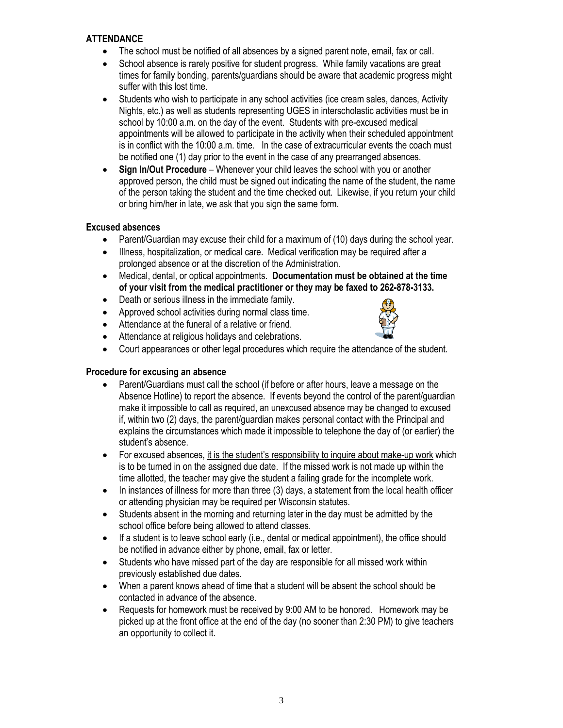## ATTENDANCE

- The school must be notified of all absences by a signed parent note, email, fax or call.
- School absence is rarely positive for student progress. While family vacations are great times for family bonding, parents/guardians should be aware that academic progress might suffer with this lost time.
- Students who wish to participate in any school activities (ice cream sales, dances, Activity Nights, etc.) as well as students representing UGES in interscholastic activities must be in school by 10:00 a.m. on the day of the event. Students with pre-excused medical appointments will be allowed to participate in the activity when their scheduled appointment is in conflict with the 10:00 a.m. time. In the case of extracurricular events the coach must be notified one (1) day prior to the event in the case of any prearranged absences.
- **Sign In/Out Procedure** – Whenever your child leaves the school with you or another approved person, the child must be signed out indicating the name of the student, the name of the person taking the student and the time checked out. Likewise, if you return your child or bring him/her in late, we ask that you sign the same form.

### Excused absences

- Parent/Guardian may excuse their child for a maximum of (10) days during the school year.
- Illness, hospitalization, or medical care. Medical verification may be required after a prolonged absence or at the discretion of the Administration.
- Medical, dental, or optical appointments. **Documentation must be obtained at the time of your visit from the medical practitioner or they may be faxed to 262-878-3133.**
- Death or serious illness in the immediate family.
- Approved school activities during normal class time.
- Attendance at the funeral of a relative or friend.
- Attendance at religious holidays and celebrations.
- Court appearances or other legal procedures which require the attendance of the student.

### Procedure for excusing an absence

- Parent/Guardians must call the school (if before or after hours, leave a message on the Absence Hotline) to report the absence. If events beyond the control of the parent/guardian make it impossible to call as required, an unexcused absence may be changed to excused if, within two (2) days, the parent/guardian makes personal contact with the Principal and explains the circumstances which made it impossible to telephone the day of (or earlier) the student's absence.
- For excused absences, it is the student's responsibility to inquire about make-up work which is to be turned in on the assigned due date. If the missed work is not made up within the time allotted, the teacher may give the student a failing grade for the incomplete work.
- In instances of illness for more than three (3) days, a statement from the local health officer or attending physician may be required per Wisconsin statutes.
- Students absent in the morning and returning later in the day must be admitted by the school office before being allowed to attend classes.
- If a student is to leave school early (i.e., dental or medical appointment), the office should be notified in advance either by phone, email, fax or letter.
- Students who have missed part of the day are responsible for all missed work within previously established due dates.
- When a parent knows ahead of time that a student will be absent the school should be contacted in advance of the absence.
- Requests for homework must be received by 9:00 AM to be honored. Homework may be picked up at the front office at the end of the day (no sooner than 2:30 PM) to give teachers an opportunity to collect it.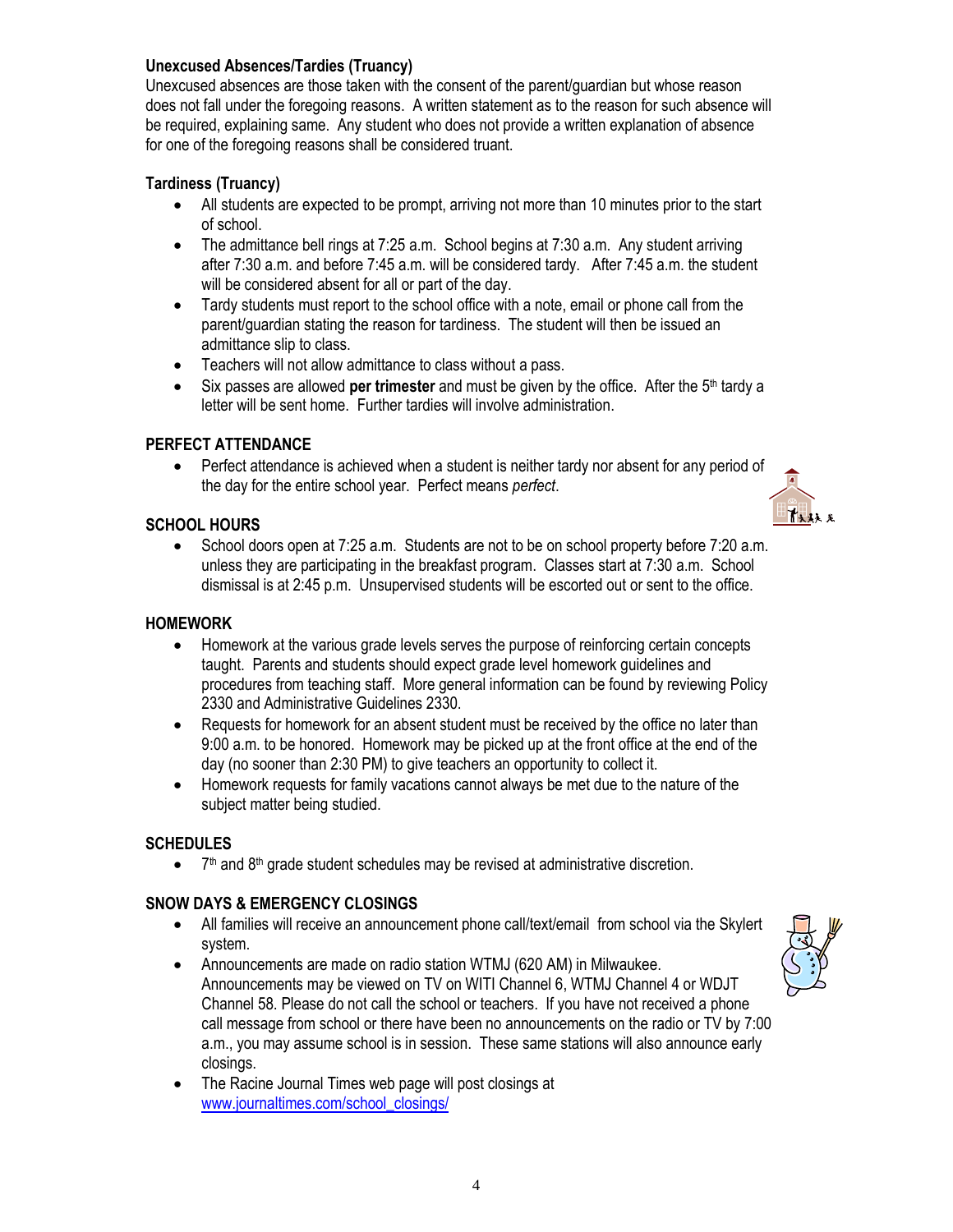### Unexcused Absences/Tardies (Truancy)

Unexcused absences are those taken with the consent of the parent/guardian but whose reason does not fall under the foregoing reasons. A written statement as to the reason for such absence will be required, explaining same. Any student who does not provide a written explanation of absence for one of the foregoing reasons shall be considered truant.

### Tardiness (Truancy)

- All students are expected to be prompt, arriving not more than 10 minutes prior to the start of school.
- The admittance bell rings at 7:25 a.m. School begins at 7:30 a.m. Any student arriving after 7:30 a.m. and before 7:45 a.m. will be considered tardy. After 7:45 a.m. the student will be considered absent for all or part of the day.
- Tardy students must report to the school office with a note, email or phone call from the parent/guardian stating the reason for tardiness. The student will then be issued an admittance slip to class.
- Teachers will not allow admittance to class without a pass.
- Six passes are allowed **per trimester** and must be given by the office. After the 5th tardy a letter will be sent home. Further tardies will involve administration.

### PERFECT ATTENDANCE

- Perfect attendance is achieved when a student is neither tardy nor absent for any period of the day for the entire school year. Perfect means *perfect*.

### SCHOOL HOURS

- School doors open at 7:25 a.m. Students are not to be on school property before 7:20 a.m. unless they are participating in the breakfast program. Classes start at 7:30 a.m. School dismissal is at 2:45 p.m. Unsupervised students will be escorted out or sent to the office.

### HOMEWORK

- Homework at the various grade levels serves the purpose of reinforcing certain concepts taught. Parents and students should expect grade level homework guidelines and procedures from teaching staff. More general information can be found by reviewing Policy 2330 and Administrative Guidelines 2330.
- Requests for homework for an absent student must be received by the office no later than 9:00 a.m. to be honored. Homework may be picked up at the front office at the end of the day (no sooner than 2:30 PM) to give teachers an opportunity to collect it.
- Homework requests for family vacations cannot always be met due to the nature of the subject matter being studied.

### SCHEDULES

- 7th and 8th grade student schedules may be revised at administrative discretion.

### SNOW DAYS & EMERGENCY CLOSINGS

- All families will receive an announcement phone call/text/email from school via the Skylert system.
- Announcements are made on radio station WTMJ (620 AM) in Milwaukee. Announcements may be viewed on TV on WITI Channel 6, WTMJ Channel 4 or WDJT Channel 58. Please do not call the school or teachers. If you have not received a phone call message from school or there have been no announcements on the radio or TV by 7:00 a.m., you may assume school is in session. These same stations will also announce early closings.
- The Racine Journal Times web page will post closings at www.journaltimes.com/school_closings/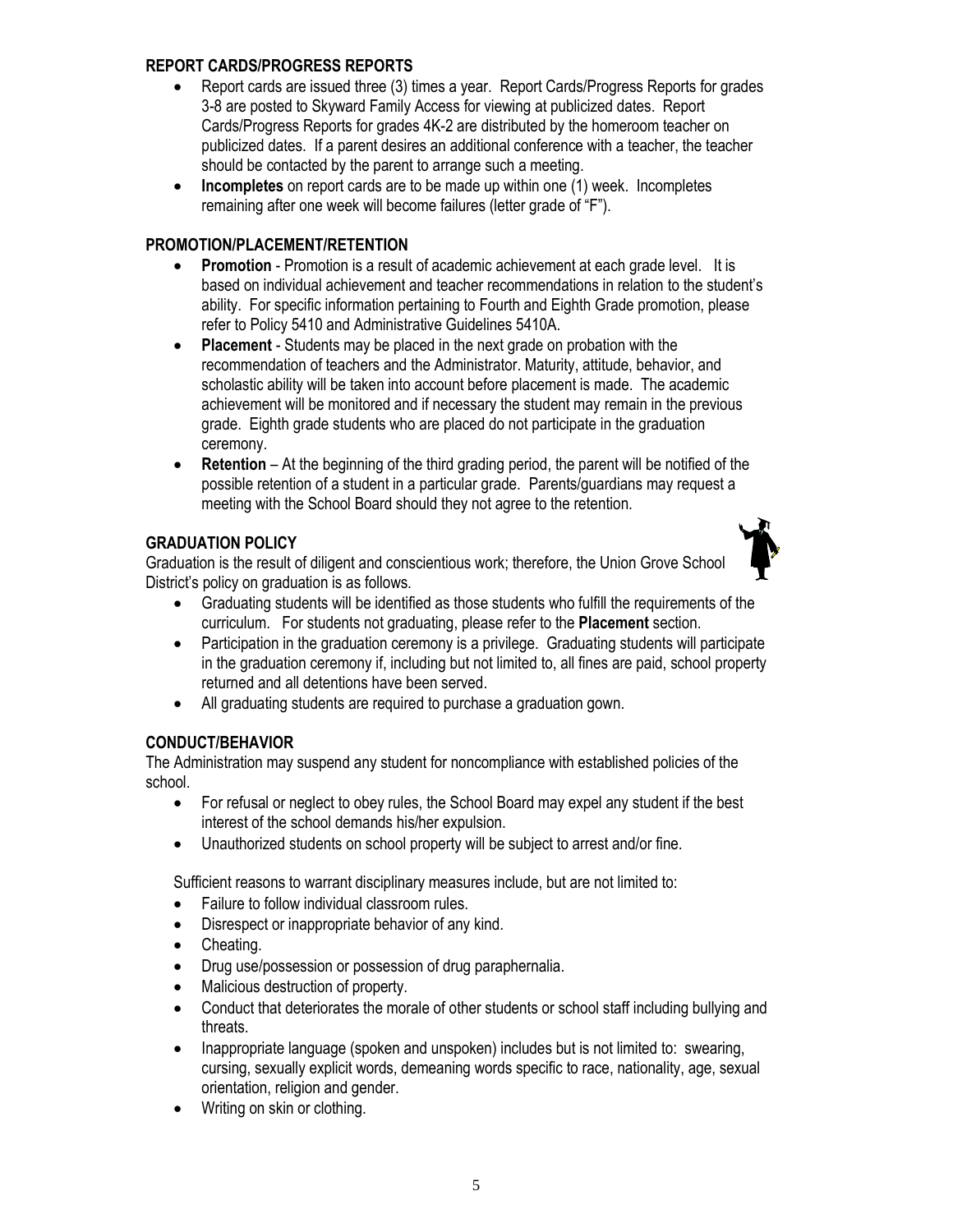## REPORT CARDS/PROGRESS REPORTS

- Report cards are issued three (3) times a year. Report Cards/Progress Reports for grades 3-8 are posted to Skyward Family Access for viewing at publicized dates. Report Cards/Progress Reports for grades 4K-2 are distributed by the homeroom teacher on publicized dates. If a parent desires an additional conference with a teacher, the teacher should be contacted by the parent to arrange such a meeting.
- **Incompletes** on report cards are to be made up within one (1) week. Incompletes remaining after one week will become failures (letter grade of "F").

## PROMOTION/PLACEMENT/RETENTION

- **Promotion** - Promotion is a result of academic achievement at each grade level. It is based on individual achievement and teacher recommendations in relation to the student's ability. For specific information pertaining to Fourth and Eighth Grade promotion, please refer to Policy 5410 and Administrative Guidelines 5410A.
- **Placement** - Students may be placed in the next grade on probation with the recommendation of teachers and the Administrator. Maturity, attitude, behavior, and scholastic ability will be taken into account before placement is made. The academic achievement will be monitored and if necessary the student may remain in the previous grade. Eighth grade students who are placed do not participate in the graduation ceremony.
- **Retention** – At the beginning of the third grading period, the parent will be notified of the possible retention of a student in a particular grade. Parents/guardians may request a meeting with the School Board should they not agree to the retention.

## GRADUATION POLICY

Graduation is the result of diligent and conscientious work; therefore, the Union Grove School District's policy on graduation is as follows.

- Graduating students will be identified as those students who fulfill the requirements of the curriculum. For students not graduating, please refer to the **Placement** section.
- Participation in the graduation ceremony is a privilege. Graduating students will participate in the graduation ceremony if, including but not limited to, all fines are paid, school property returned and all detentions have been served.
- All graduating students are required to purchase a graduation gown.

## CONDUCT/BEHAVIOR

The Administration may suspend any student for noncompliance with established policies of the school.

- For refusal or neglect to obey rules, the School Board may expel any student if the best interest of the school demands his/her expulsion.
- Unauthorized students on school property will be subject to arrest and/or fine.

Sufficient reasons to warrant disciplinary measures include, but are not limited to:

- Failure to follow individual classroom rules.
- Disrespect or inappropriate behavior of any kind.
- Cheating.
- Drug use/possession or possession of drug paraphernalia.
- Malicious destruction of property.
- Conduct that deteriorates the morale of other students or school staff including bullying and threats.
- Inappropriate language (spoken and unspoken) includes but is not limited to: swearing, cursing, sexually explicit words, demeaning words specific to race, nationality, age, sexual orientation, religion and gender.
- Writing on skin or clothing.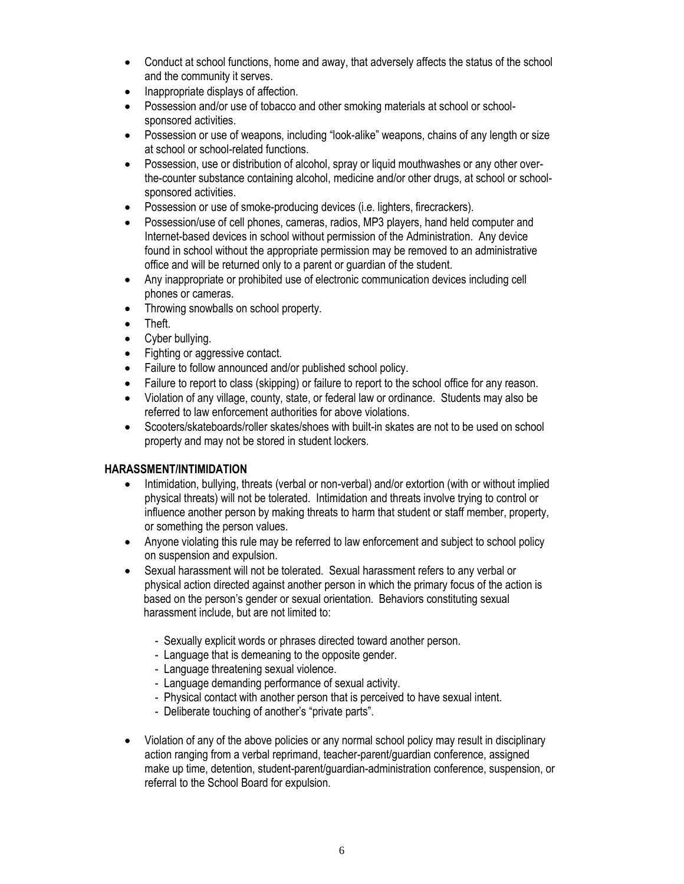- Conduct at school functions, home and away, that adversely affects the status of the school and the community it serves.
- Inappropriate displays of affection.
- Possession and/or use of tobacco and other smoking materials at school or school-sponsored activities.
- Possession or use of weapons, including "look-alike" weapons, chains of any length or size at school or school-related functions.
- Possession, use or distribution of alcohol, spray or liquid mouthwashes or any other over-the-counter substance containing alcohol, medicine and/or other drugs, at school or school-sponsored activities.
- Possession or use of smoke-producing devices (i.e. lighters, firecrackers).
- Possession/use of cell phones, cameras, radios, MP3 players, hand held computer and Internet-based devices in school without permission of the Administration. Any device found in school without the appropriate permission may be removed to an administrative office and will be returned only to a parent or guardian of the student.
- Any inappropriate or prohibited use of electronic communication devices including cell phones or cameras.
- Throwing snowballs on school property.
- Theft.
- Cyber bullying.
- Fighting or aggressive contact.
- Failure to follow announced and/or published school policy.
- Failure to report to class (skipping) or failure to report to the school office for any reason.
- Violation of any village, county, state, or federal law or ordinance. Students may also be referred to law enforcement authorities for above violations.
- Scooters/skateboards/roller skates/shoes with built-in skates are not to be used on school property and may not be stored in student lockers.

**HARASSMENT/INTIMIDATION**

- Intimidation, bullying, threats (verbal or non-verbal) and/or extortion (with or without implied physical threats) will not be tolerated. Intimidation and threats involve trying to control or influence another person by making threats to harm that student or staff member, property, or something the person values.
- Anyone violating this rule may be referred to law enforcement and subject to school policy on suspension and expulsion.
- Sexual harassment will not be tolerated. Sexual harassment refers to any verbal or physical action directed against another person in which the primary focus of the action is based on the person's gender or sexual orientation. Behaviors constituting sexual harassment include, but are not limited to:
    - Sexually explicit words or phrases directed toward another person.
    - Language that is demeaning to the opposite gender.
    - Language threatening sexual violence.
    - Language demanding performance of sexual activity.
    - Physical contact with another person that is perceived to have sexual intent.
    - Deliberate touching of another's "private parts".
- Violation of any of the above policies or any normal school policy may result in disciplinary action ranging from a verbal reprimand, teacher-parent/guardian conference, assigned make up time, detention, student-parent/guardian-administration conference, suspension, or referral to the School Board for expulsion.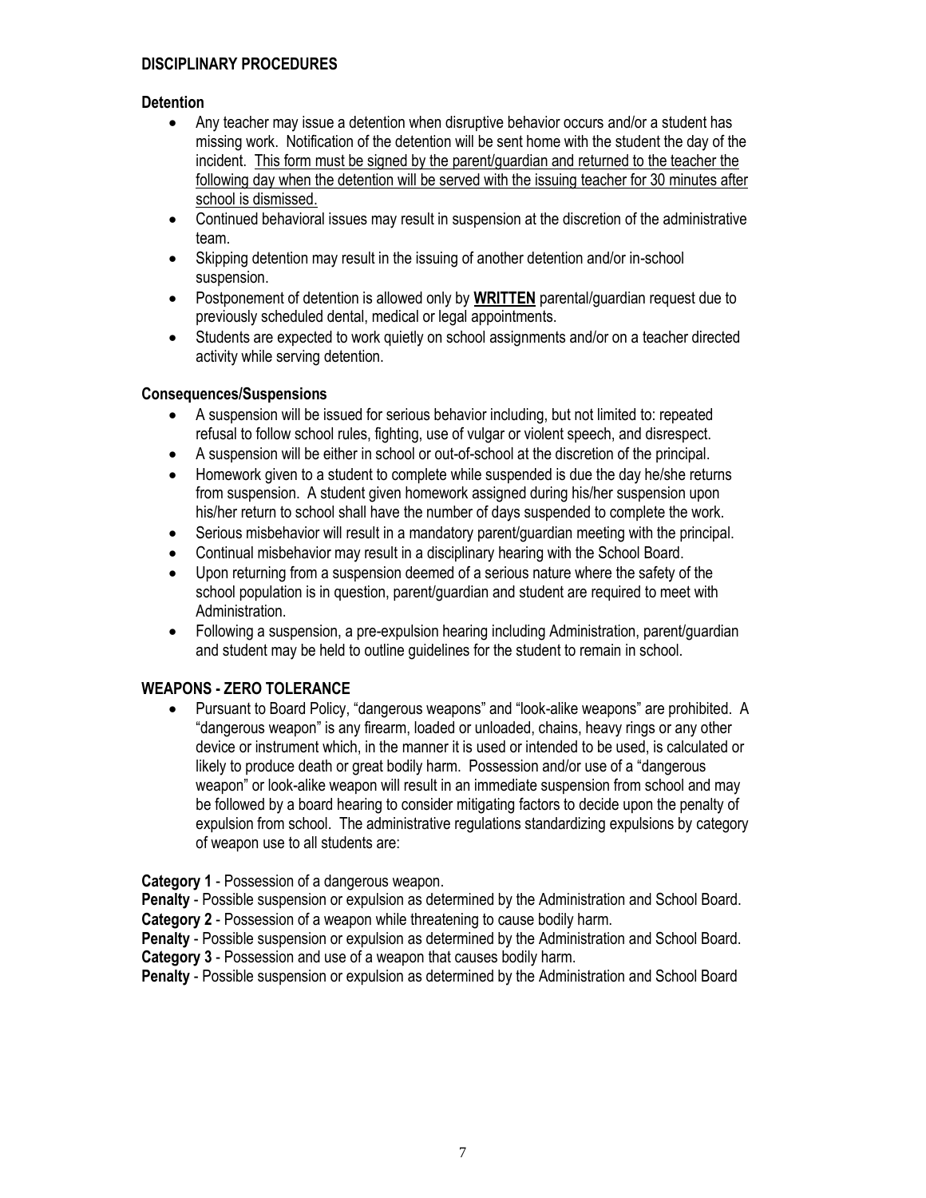## DISCIPLINARY PROCEDURES

### Detention

- Any teacher may issue a detention when disruptive behavior occurs and/or a student has missing work. Notification of the detention will be sent home with the student the day of the incident. <u>This form must be signed by the parent/guardian and returned to the teacher the following day when the detention will be served with the issuing teacher for 30 minutes after school is dismissed.</u>
- Continued behavioral issues may result in suspension at the discretion of the administrative team.
- Skipping detention may result in the issuing of another detention and/or in-school suspension.
- Postponement of detention is allowed only by **<u>WRITTEN</u>** parental/guardian request due to previously scheduled dental, medical or legal appointments.
- Students are expected to work quietly on school assignments and/or on a teacher directed activity while serving detention.

### Consequences/Suspensions

- A suspension will be issued for serious behavior including, but not limited to: repeated refusal to follow school rules, fighting, use of vulgar or violent speech, and disrespect.
- A suspension will be either in school or out-of-school at the discretion of the principal.
- Homework given to a student to complete while suspended is due the day he/she returns from suspension. A student given homework assigned during his/her suspension upon his/her return to school shall have the number of days suspended to complete the work.
- Serious misbehavior will result in a mandatory parent/guardian meeting with the principal.
- Continual misbehavior may result in a disciplinary hearing with the School Board.
- Upon returning from a suspension deemed of a serious nature where the safety of the school population is in question, parent/guardian and student are required to meet with Administration.
- Following a suspension, a pre-expulsion hearing including Administration, parent/guardian and student may be held to outline guidelines for the student to remain in school.

## WEAPONS - ZERO TOLERANCE

- Pursuant to Board Policy, "dangerous weapons" and "look-alike weapons" are prohibited. A "dangerous weapon" is any firearm, loaded or unloaded, chains, heavy rings or any other device or instrument which, in the manner it is used or intended to be used, is calculated or likely to produce death or great bodily harm. Possession and/or use of a "dangerous weapon" or look-alike weapon will result in an immediate suspension from school and may be followed by a board hearing to consider mitigating factors to decide upon the penalty of expulsion from school. The administrative regulations standardizing expulsions by category of weapon use to all students are:

**Category 1** - Possession of a dangerous weapon.
**Penalty** - Possible suspension or expulsion as determined by the Administration and School Board.
**Category 2** - Possession of a weapon while threatening to cause bodily harm.
**Penalty** - Possible suspension or expulsion as determined by the Administration and School Board.
**Category 3** - Possession and use of a weapon that causes bodily harm.
**Penalty** - Possible suspension or expulsion as determined by the Administration and School Board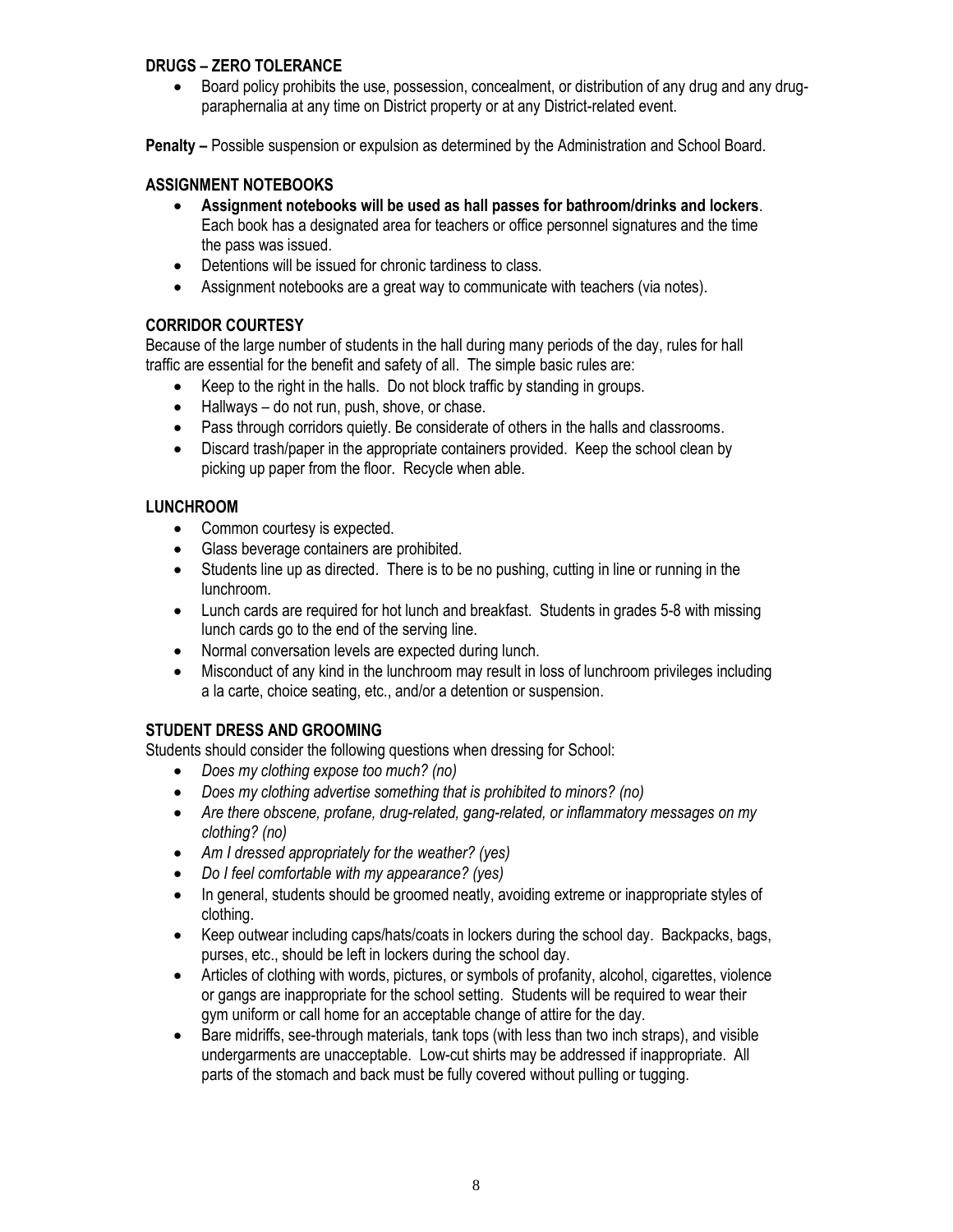### DRUGS – ZERO TOLERANCE

- Board policy prohibits the use, possession, concealment, or distribution of any drug and any drug-paraphernalia at any time on District property or at any District-related event.

**Penalty –** Possible suspension or expulsion as determined by the Administration and School Board.

### ASSIGNMENT NOTEBOOKS

- **Assignment notebooks will be used as hall passes for bathroom/drinks and lockers**. Each book has a designated area for teachers or office personnel signatures and the time the pass was issued.
- Detentions will be issued for chronic tardiness to class.
- Assignment notebooks are a great way to communicate with teachers (via notes).

### CORRIDOR COURTESY

Because of the large number of students in the hall during many periods of the day, rules for hall traffic are essential for the benefit and safety of all. The simple basic rules are:

- Keep to the right in the halls. Do not block traffic by standing in groups.
- Hallways – do not run, push, shove, or chase.
- Pass through corridors quietly. Be considerate of others in the halls and classrooms.
- Discard trash/paper in the appropriate containers provided. Keep the school clean by picking up paper from the floor. Recycle when able.

### LUNCHROOM

- Common courtesy is expected.
- Glass beverage containers are prohibited.
- Students line up as directed. There is to be no pushing, cutting in line or running in the lunchroom.
- Lunch cards are required for hot lunch and breakfast. Students in grades 5-8 with missing lunch cards go to the end of the serving line.
- Normal conversation levels are expected during lunch.
- Misconduct of any kind in the lunchroom may result in loss of lunchroom privileges including a la carte, choice seating, etc., and/or a detention or suspension.

### STUDENT DRESS AND GROOMING

Students should consider the following questions when dressing for School:

- *Does my clothing expose too much? (no)*
- *Does my clothing advertise something that is prohibited to minors? (no)*
- *Are there obscene, profane, drug-related, gang-related, or inflammatory messages on my clothing? (no)*
- *Am I dressed appropriately for the weather? (yes)*
- *Do I feel comfortable with my appearance? (yes)*
- In general, students should be groomed neatly, avoiding extreme or inappropriate styles of clothing.
- Keep outwear including caps/hats/coats in lockers during the school day. Backpacks, bags, purses, etc., should be left in lockers during the school day.
- Articles of clothing with words, pictures, or symbols of profanity, alcohol, cigarettes, violence or gangs are inappropriate for the school setting. Students will be required to wear their gym uniform or call home for an acceptable change of attire for the day.
- Bare midriffs, see-through materials, tank tops (with less than two inch straps), and visible undergarments are unacceptable. Low-cut shirts may be addressed if inappropriate. All parts of the stomach and back must be fully covered without pulling or tugging.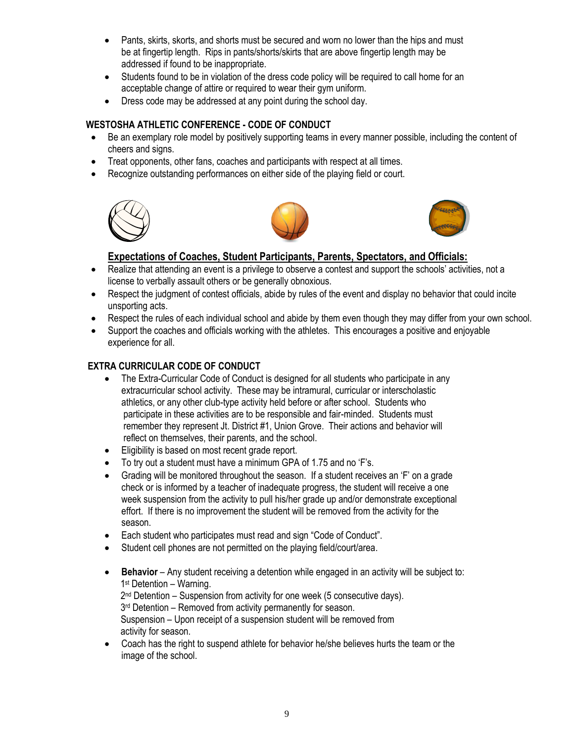- Pants, skirts, skorts, and shorts must be secured and worn no lower than the hips and must be at fingertip length. Rips in pants/shorts/skirts that are above fingertip length may be addressed if found to be inappropriate.
- Students found to be in violation of the dress code policy will be required to call home for an acceptable change of attire or required to wear their gym uniform.
- Dress code may be addressed at any point during the school day.

### WESTOSHA ATHLETIC CONFERENCE - CODE OF CONDUCT

- Be an exemplary role model by positively supporting teams in every manner possible, including the content of cheers and signs.
- Treat opponents, other fans, coaches and participants with respect at all times.
- Recognize outstanding performances on either side of the playing field or court.

**<u>Expectations of Coaches, Student Participants, Parents, Spectators, and Officials:</u>**

- Realize that attending an event is a privilege to observe a contest and support the schools' activities, not a license to verbally assault others or be generally obnoxious.
- Respect the judgment of contest officials, abide by rules of the event and display no behavior that could incite unsporting acts.
- Respect the rules of each individual school and abide by them even though they may differ from your own school.
- Support the coaches and officials working with the athletes. This encourages a positive and enjoyable experience for all.

### EXTRA CURRICULAR CODE OF CONDUCT

- The Extra-Curricular Code of Conduct is designed for all students who participate in any extracurricular school activity. These may be intramural, curricular or interscholastic athletics, or any other club-type activity held before or after school. Students who participate in these activities are to be responsible and fair-minded. Students must remember they represent Jt. District #1, Union Grove. Their actions and behavior will reflect on themselves, their parents, and the school.
- Eligibility is based on most recent grade report.
- To try out a student must have a minimum GPA of 1.75 and no 'F's.
- Grading will be monitored throughout the season. If a student receives an 'F' on a grade check or is informed by a teacher of inadequate progress, the student will receive a one week suspension from the activity to pull his/her grade up and/or demonstrate exceptional effort. If there is no improvement the student will be removed from the activity for the season.
- Each student who participates must read and sign "Code of Conduct".
- Student cell phones are not permitted on the playing field/court/area.

- **Behavior** – Any student receiving a detention while engaged in an activity will be subject to:
  1st Detention – Warning.
  2nd Detention – Suspension from activity for one week (5 consecutive days).
  3rd Detention – Removed from activity permanently for season.
  Suspension – Upon receipt of a suspension student will be removed from activity for season.
- Coach has the right to suspend athlete for behavior he/she believes hurts the team or the image of the school.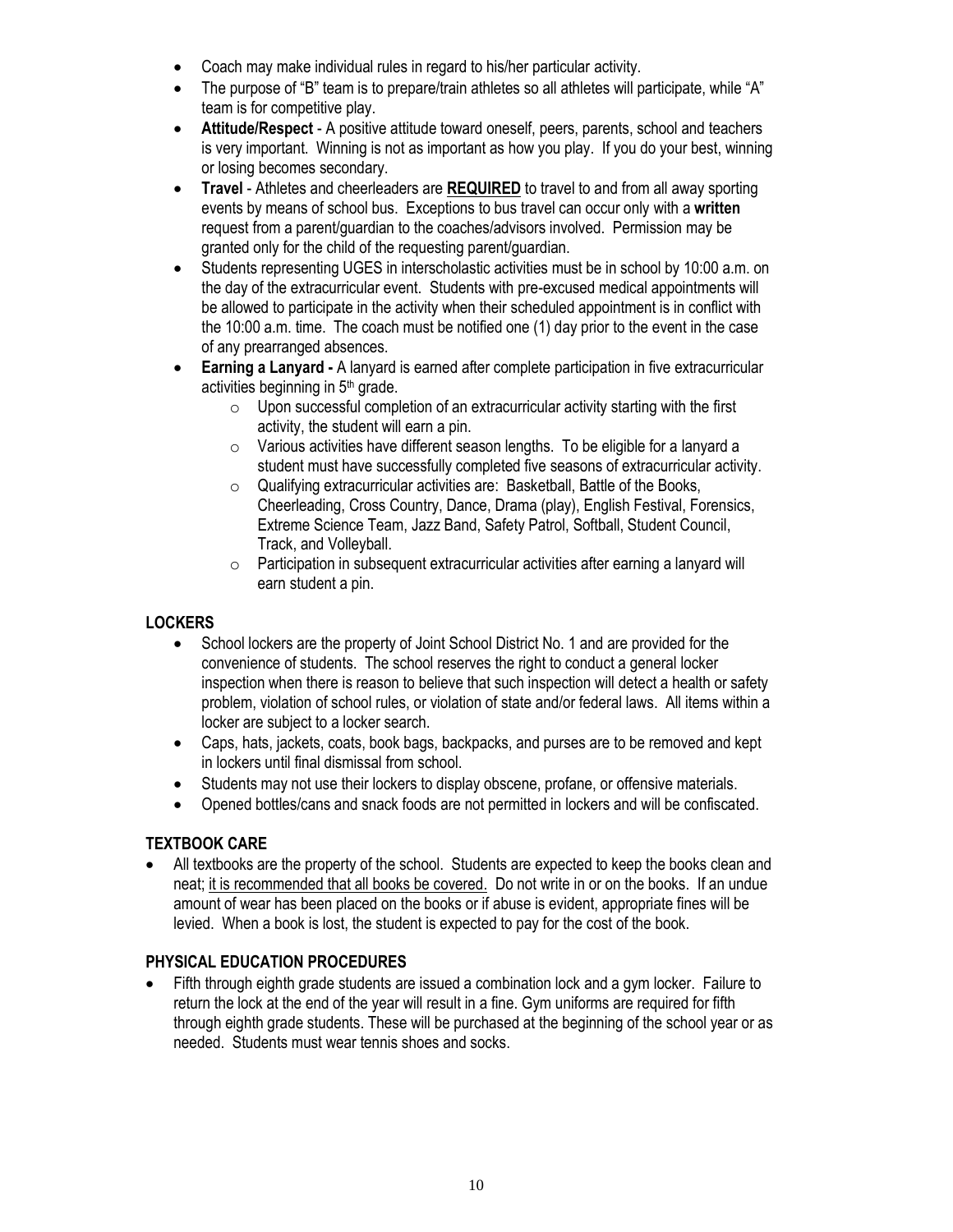- Coach may make individual rules in regard to his/her particular activity.
- The purpose of "B" team is to prepare/train athletes so all athletes will participate, while "A" team is for competitive play.
- **Attitude/Respect** - A positive attitude toward oneself, peers, parents, school and teachers is very important. Winning is not as important as how you play. If you do your best, winning or losing becomes secondary.
- **Travel** - Athletes and cheerleaders are **REQUIRED** to travel to and from all away sporting events by means of school bus. Exceptions to bus travel can occur only with a **written** request from a parent/guardian to the coaches/advisors involved. Permission may be granted only for the child of the requesting parent/guardian.
- Students representing UGES in interscholastic activities must be in school by 10:00 a.m. on the day of the extracurricular event. Students with pre-excused medical appointments will be allowed to participate in the activity when their scheduled appointment is in conflict with the 10:00 a.m. time. The coach must be notified one (1) day prior to the event in the case of any prearranged absences.
- **Earning a Lanyard -** A lanyard is earned after complete participation in five extracurricular activities beginning in 5th grade.
  - Upon successful completion of an extracurricular activity starting with the first activity, the student will earn a pin.
  - Various activities have different season lengths. To be eligible for a lanyard a student must have successfully completed five seasons of extracurricular activity.
  - Qualifying extracurricular activities are: Basketball, Battle of the Books, Cheerleading, Cross Country, Dance, Drama (play), English Festival, Forensics, Extreme Science Team, Jazz Band, Safety Patrol, Softball, Student Council, Track, and Volleyball.
  - Participation in subsequent extracurricular activities after earning a lanyard will earn student a pin.

## LOCKERS

- School lockers are the property of Joint School District No. 1 and are provided for the convenience of students. The school reserves the right to conduct a general locker inspection when there is reason to believe that such inspection will detect a health or safety problem, violation of school rules, or violation of state and/or federal laws. All items within a locker are subject to a locker search.
- Caps, hats, jackets, coats, book bags, backpacks, and purses are to be removed and kept in lockers until final dismissal from school.
- Students may not use their lockers to display obscene, profane, or offensive materials.
- Opened bottles/cans and snack foods are not permitted in lockers and will be confiscated.

## TEXTBOOK CARE

- All textbooks are the property of the school. Students are expected to keep the books clean and neat; it is recommended that all books be covered. Do not write in or on the books. If an undue amount of wear has been placed on the books or if abuse is evident, appropriate fines will be levied. When a book is lost, the student is expected to pay for the cost of the book.

## PHYSICAL EDUCATION PROCEDURES

- Fifth through eighth grade students are issued a combination lock and a gym locker. Failure to return the lock at the end of the year will result in a fine. Gym uniforms are required for fifth through eighth grade students. These will be purchased at the beginning of the school year or as needed. Students must wear tennis shoes and socks.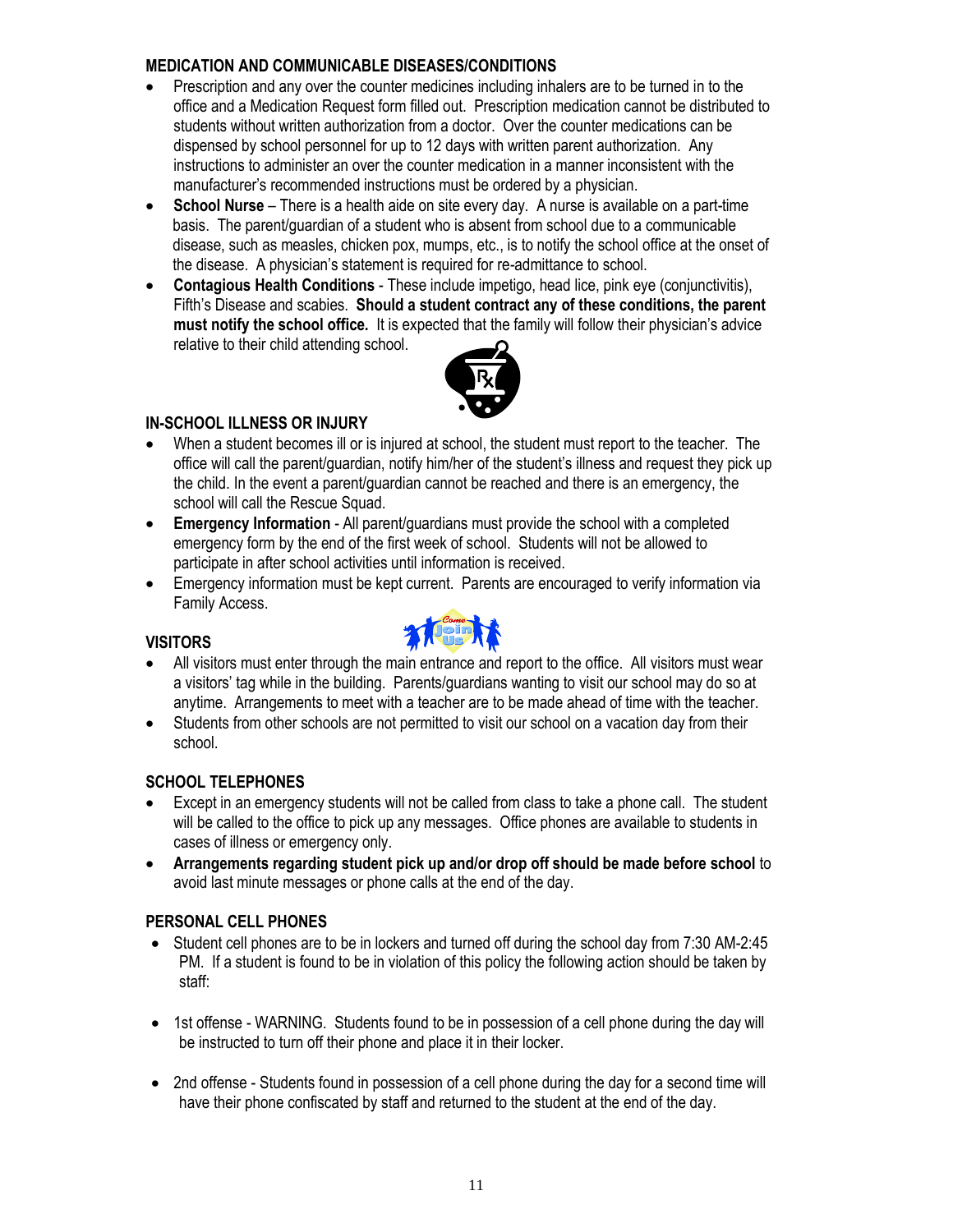## MEDICATION AND COMMUNICABLE DISEASES/CONDITIONS

- Prescription and any over the counter medicines including inhalers are to be turned in to the office and a Medication Request form filled out. Prescription medication cannot be distributed to students without written authorization from a doctor. Over the counter medications can be dispensed by school personnel for up to 12 days with written parent authorization. Any instructions to administer an over the counter medication in a manner inconsistent with the manufacturer's recommended instructions must be ordered by a physician.
- **School Nurse** – There is a health aide on site every day. A nurse is available on a part-time basis. The parent/guardian of a student who is absent from school due to a communicable disease, such as measles, chicken pox, mumps, etc., is to notify the school office at the onset of the disease. A physician's statement is required for re-admittance to school.
- **Contagious Health Conditions** - These include impetigo, head lice, pink eye (conjunctivitis), Fifth's Disease and scabies. **Should a student contract any of these conditions, the parent must notify the school office.** It is expected that the family will follow their physician's advice relative to their child attending school.

## IN-SCHOOL ILLNESS OR INJURY

- When a student becomes ill or is injured at school, the student must report to the teacher. The office will call the parent/guardian, notify him/her of the student's illness and request they pick up the child. In the event a parent/guardian cannot be reached and there is an emergency, the school will call the Rescue Squad.
- **Emergency Information** - All parent/guardians must provide the school with a completed emergency form by the end of the first week of school. Students will not be allowed to participate in after school activities until information is received.
- Emergency information must be kept current. Parents are encouraged to verify information via Family Access.

## VISITORS

- All visitors must enter through the main entrance and report to the office. All visitors must wear a visitors' tag while in the building. Parents/guardians wanting to visit our school may do so at anytime. Arrangements to meet with a teacher are to be made ahead of time with the teacher.
- Students from other schools are not permitted to visit our school on a vacation day from their school.

## SCHOOL TELEPHONES

- Except in an emergency students will not be called from class to take a phone call. The student will be called to the office to pick up any messages. Office phones are available to students in cases of illness or emergency only.
- **Arrangements regarding student pick up and/or drop off should be made before school** to avoid last minute messages or phone calls at the end of the day.

## PERSONAL CELL PHONES

- Student cell phones are to be in lockers and turned off during the school day from 7:30 AM-2:45 PM. If a student is found to be in violation of this policy the following action should be taken by staff:
- 1st offense - WARNING. Students found to be in possession of a cell phone during the day will be instructed to turn off their phone and place it in their locker.
- 2nd offense - Students found in possession of a cell phone during the day for a second time will have their phone confiscated by staff and returned to the student at the end of the day.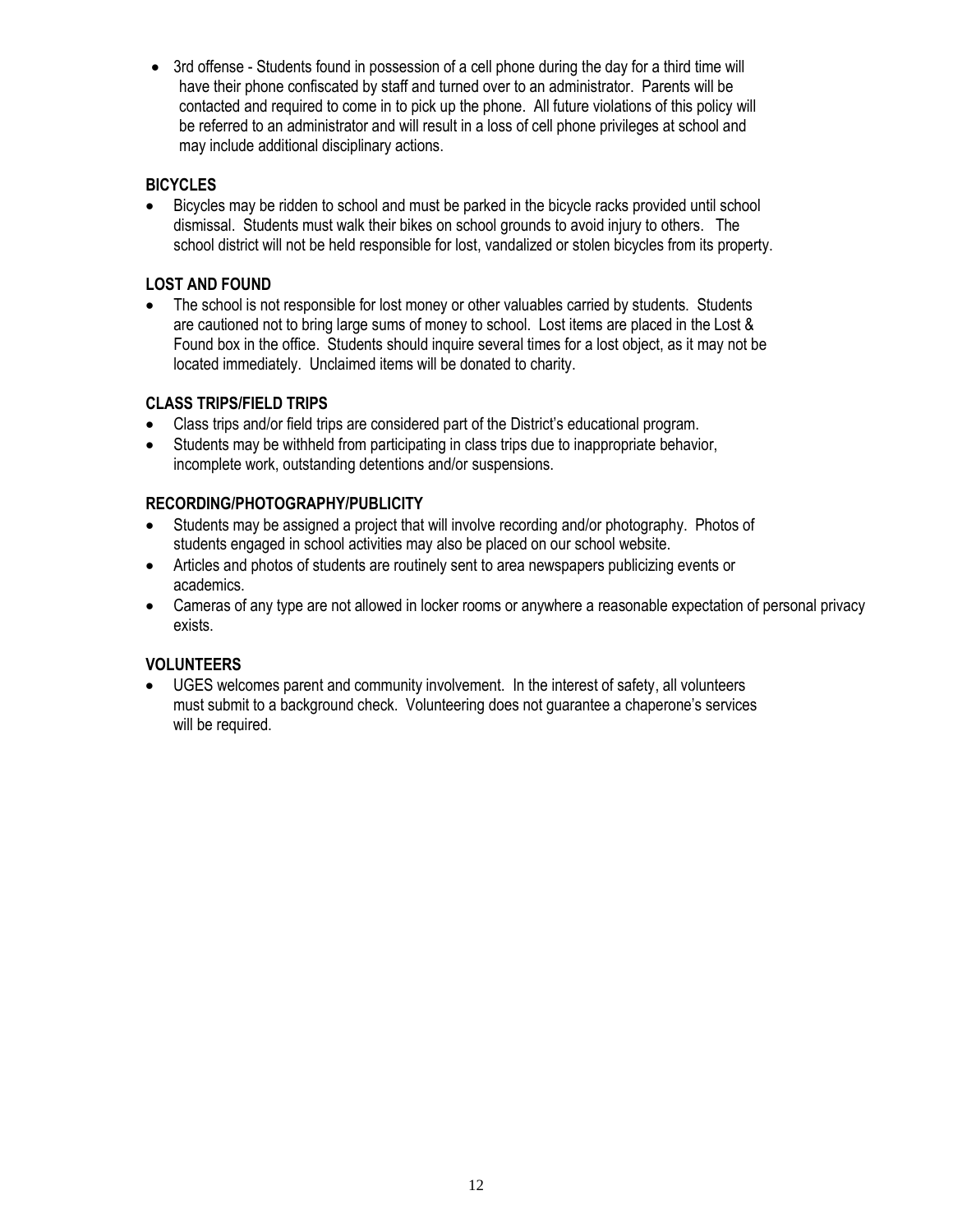- 3rd offense - Students found in possession of a cell phone during the day for a third time will have their phone confiscated by staff and turned over to an administrator. Parents will be contacted and required to come in to pick up the phone. All future violations of this policy will be referred to an administrator and will result in a loss of cell phone privileges at school and may include additional disciplinary actions.

**BICYCLES**

- Bicycles may be ridden to school and must be parked in the bicycle racks provided until school dismissal. Students must walk their bikes on school grounds to avoid injury to others. The school district will not be held responsible for lost, vandalized or stolen bicycles from its property.

**LOST AND FOUND**

- The school is not responsible for lost money or other valuables carried by students. Students are cautioned not to bring large sums of money to school. Lost items are placed in the Lost & Found box in the office. Students should inquire several times for a lost object, as it may not be located immediately. Unclaimed items will be donated to charity.

**CLASS TRIPS/FIELD TRIPS**

- Class trips and/or field trips are considered part of the District's educational program.
- Students may be withheld from participating in class trips due to inappropriate behavior, incomplete work, outstanding detentions and/or suspensions.

**RECORDING/PHOTOGRAPHY/PUBLICITY**

- Students may be assigned a project that will involve recording and/or photography. Photos of students engaged in school activities may also be placed on our school website.
- Articles and photos of students are routinely sent to area newspapers publicizing events or academics.
- Cameras of any type are not allowed in locker rooms or anywhere a reasonable expectation of personal privacy exists.

**VOLUNTEERS**

- UGES welcomes parent and community involvement. In the interest of safety, all volunteers must submit to a background check. Volunteering does not guarantee a chaperone's services will be required.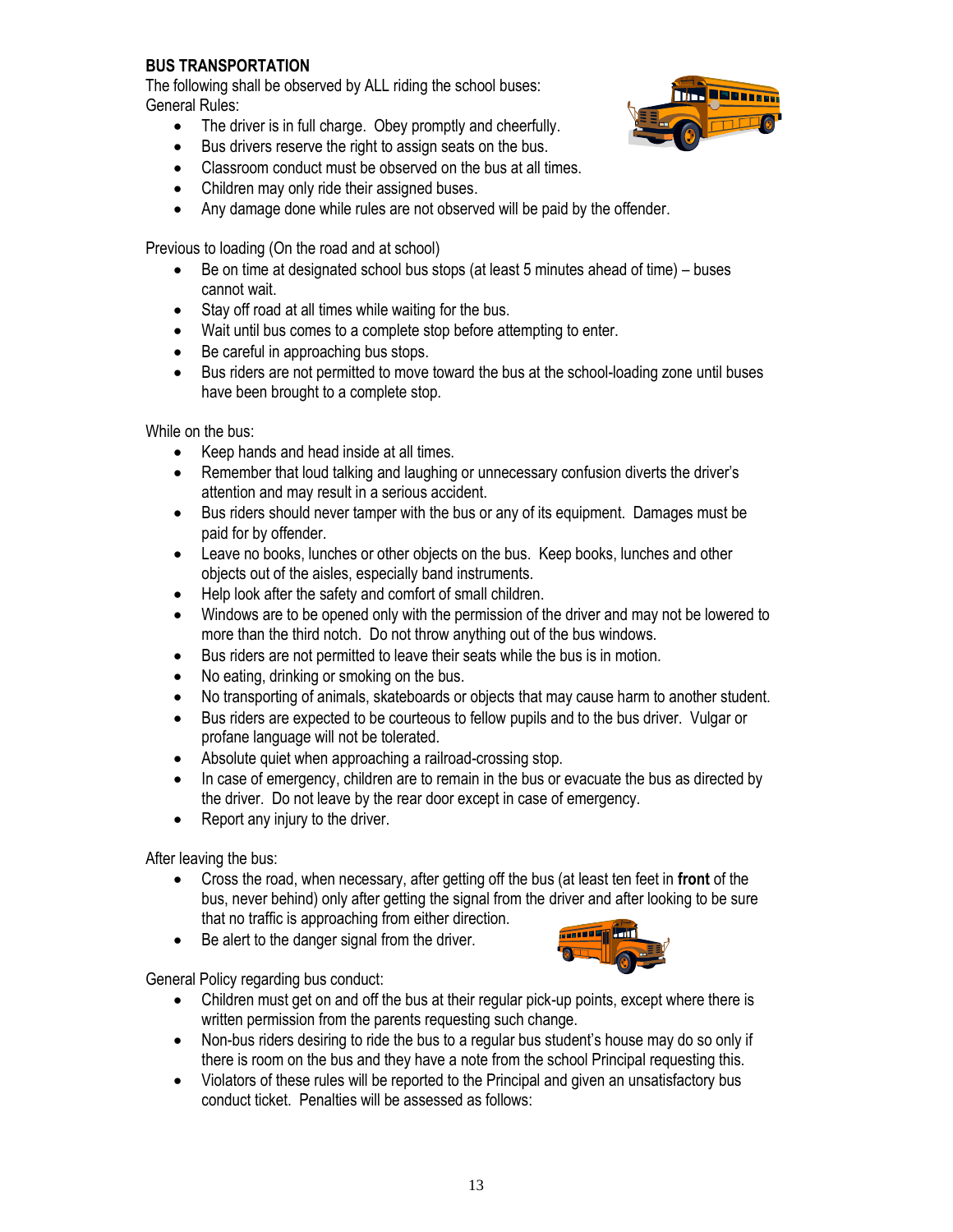**BUS TRANSPORTATION**

The following shall be observed by ALL riding the school buses:

General Rules:

- The driver is in full charge. Obey promptly and cheerfully.
- Bus drivers reserve the right to assign seats on the bus.
- Classroom conduct must be observed on the bus at all times.
- Children may only ride their assigned buses.
- Any damage done while rules are not observed will be paid by the offender.

Previous to loading (On the road and at school)

- Be on time at designated school bus stops (at least 5 minutes ahead of time) – buses cannot wait.
- Stay off road at all times while waiting for the bus.
- Wait until bus comes to a complete stop before attempting to enter.
- Be careful in approaching bus stops.
- Bus riders are not permitted to move toward the bus at the school-loading zone until buses have been brought to a complete stop.

While on the bus:

- Keep hands and head inside at all times.
- Remember that loud talking and laughing or unnecessary confusion diverts the driver's attention and may result in a serious accident.
- Bus riders should never tamper with the bus or any of its equipment. Damages must be paid for by offender.
- Leave no books, lunches or other objects on the bus. Keep books, lunches and other objects out of the aisles, especially band instruments.
- Help look after the safety and comfort of small children.
- Windows are to be opened only with the permission of the driver and may not be lowered to more than the third notch. Do not throw anything out of the bus windows.
- Bus riders are not permitted to leave their seats while the bus is in motion.
- No eating, drinking or smoking on the bus.
- No transporting of animals, skateboards or objects that may cause harm to another student.
- Bus riders are expected to be courteous to fellow pupils and to the bus driver. Vulgar or profane language will not be tolerated.
- Absolute quiet when approaching a railroad-crossing stop.
- In case of emergency, children are to remain in the bus or evacuate the bus as directed by the driver. Do not leave by the rear door except in case of emergency.
- Report any injury to the driver.

After leaving the bus:

- Cross the road, when necessary, after getting off the bus (at least ten feet in **front** of the bus, never behind) only after getting the signal from the driver and after looking to be sure that no traffic is approaching from either direction.
- Be alert to the danger signal from the driver.

General Policy regarding bus conduct:

- Children must get on and off the bus at their regular pick-up points, except where there is written permission from the parents requesting such change.
- Non-bus riders desiring to ride the bus to a regular bus student's house may do so only if there is room on the bus and they have a note from the school Principal requesting this.
- Violators of these rules will be reported to the Principal and given an unsatisfactory bus conduct ticket. Penalties will be assessed as follows: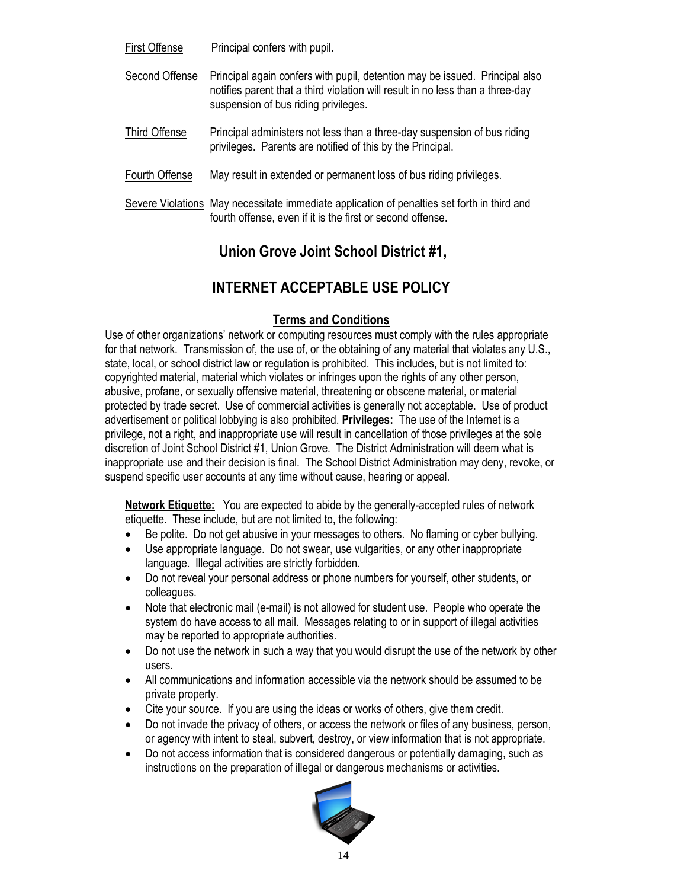| | |
|---|---|
| First Offense | Principal confers with pupil. |
| Second Offense | Principal again confers with pupil, detention may be issued. Principal also notifies parent that a third violation will result in no less than a three-day suspension of bus riding privileges. |
| Third Offense | Principal administers not less than a three-day suspension of bus riding privileges. Parents are notified of this by the Principal. |
| Fourth Offense | May result in extended or permanent loss of bus riding privileges. |
| Severe Violations | May necessitate immediate application of penalties set forth in third and fourth offense, even if it is the first or second offense. |

## Union Grove Joint School District #1,

## INTERNET ACCEPTABLE USE POLICY

### Terms and Conditions

Use of other organizations' network or computing resources must comply with the rules appropriate for that network. Transmission of, the use of, or the obtaining of any material that violates any U.S., state, local, or school district law or regulation is prohibited. This includes, but is not limited to: copyrighted material, material which violates or infringes upon the rights of any other person, abusive, profane, or sexually offensive material, threatening or obscene material, or material protected by trade secret. Use of commercial activities is generally not acceptable. Use of product advertisement or political lobbying is also prohibited. **Privileges:** The use of the Internet is a privilege, not a right, and inappropriate use will result in cancellation of those privileges at the sole discretion of Joint School District #1, Union Grove. The District Administration will deem what is inappropriate use and their decision is final. The School District Administration may deny, revoke, or suspend specific user accounts at any time without cause, hearing or appeal.

**Network Etiquette:** You are expected to abide by the generally-accepted rules of network etiquette. These include, but are not limited to, the following:

- Be polite. Do not get abusive in your messages to others. No flaming or cyber bullying.
- Use appropriate language. Do not swear, use vulgarities, or any other inappropriate language. Illegal activities are strictly forbidden.
- Do not reveal your personal address or phone numbers for yourself, other students, or colleagues.
- Note that electronic mail (e-mail) is not allowed for student use. People who operate the system do have access to all mail. Messages relating to or in support of illegal activities may be reported to appropriate authorities.
- Do not use the network in such a way that you would disrupt the use of the network by other users.
- All communications and information accessible via the network should be assumed to be private property.
- Cite your source. If you are using the ideas or works of others, give them credit.
- Do not invade the privacy of others, or access the network or files of any business, person, or agency with intent to steal, subvert, destroy, or view information that is not appropriate.
- Do not access information that is considered dangerous or potentially damaging, such as instructions on the preparation of illegal or dangerous mechanisms or activities.